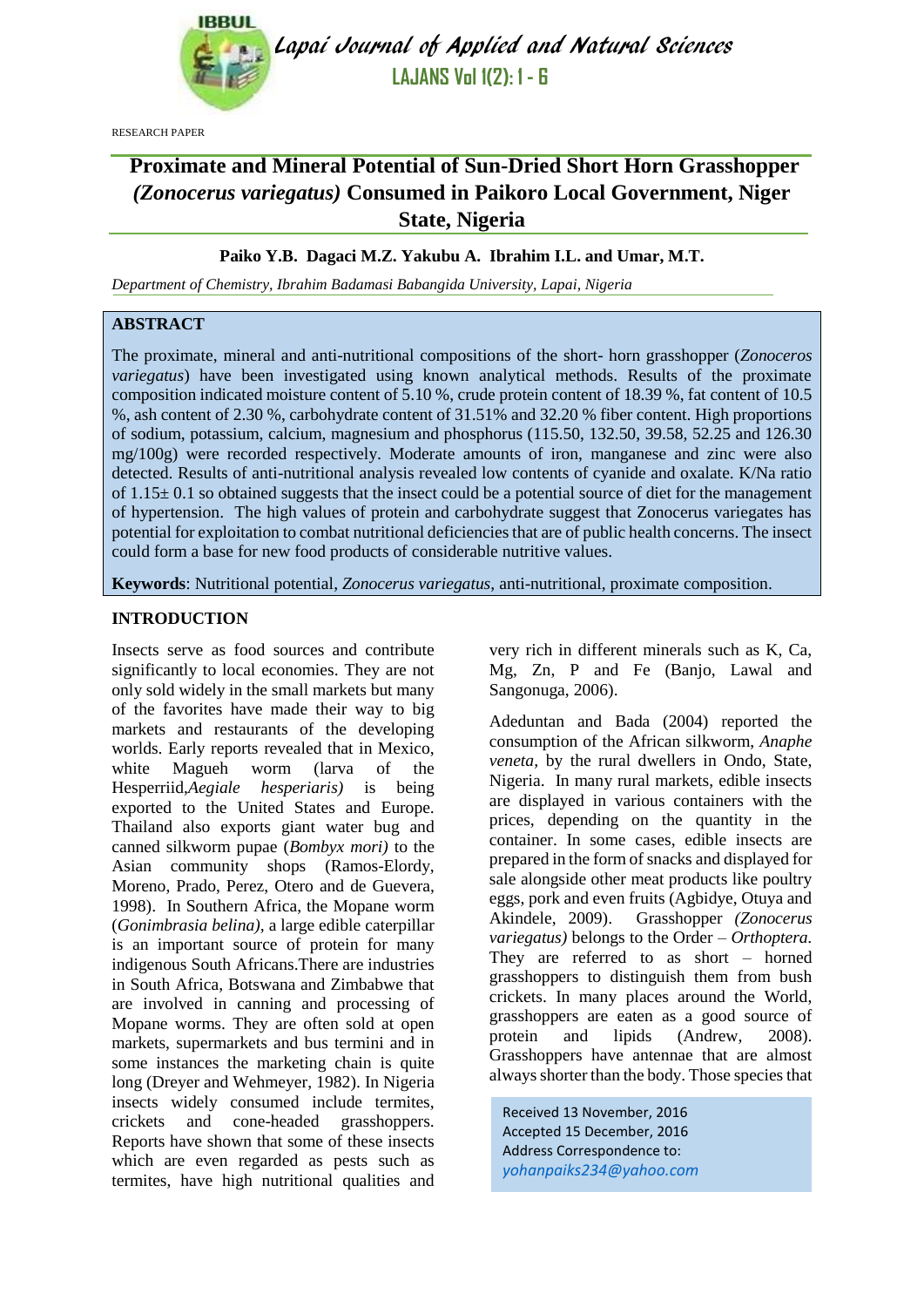RESEARCH PAPER

# Proximate and Mineral Potential of Sun-Dried Short Horn Grasshopper *(Zonocerus variegatus)* Consumed in Paikoro Local Government, Niger State, Nigeria

**Paiko Y.B. Dagaci M.Z. Yakubu A. Ibrahim I.L. and Umar, M.T.**

*Department of Chemistry, Ibrahim Badamasi Babangida University, Lapai, Nigeria*

## ABSTRACT

The proximate, mineral and anti-nutritional compositions of the short- horn grasshopper (*Zonoceros variegatus*) have been investigated using known analytical methods. Results of the proximate composition indicated moisture content of 5.10 %, crude protein content of 18.39 %, fat content of 10.5 %, ash content of 2.30 %, carbohydrate content of 31.51% and 32.20 % fiber content. High proportions of sodium, potassium, calcium, magnesium and phosphorus (115.50, 132.50, 39.58, 52.25 and 126.30 mg/100g) were recorded respectively. Moderate amounts of iron, manganese and zinc were also detected. Results of anti-nutritional analysis revealed low contents of cyanide and oxalate. K/Na ratio of 1.15± 0.1 so obtained suggests that the insect could be a potential source of diet for the management of hypertension. The high values of protein and carbohydrate suggest that Zonocerus variegates has potential for exploitation to combat nutritional deficiencies that are of public health concerns. The insect could form a base for new food products of considerable nutritive values.

**Keywords**: Nutritional potential, *Zonocerus variegatus*, anti-nutritional, proximate composition.

## INTRODUCTION

Insects serve as food sources and contribute significantly to local economies. They are not only sold widely in the small markets but many of the favorites have made their way to big markets and restaurants of the developing worlds. Early reports revealed that in Mexico, white Magueh worm (larva of the Hesperriid,*Aegiale hesperiaris)* is being exported to the United States and Europe. Thailand also exports giant water bug and canned silkworm pupae (*Bombyx mori)* to the Asian community shops (Ramos-Elordy, Moreno, Prado, Perez, Otero and de Guevera, 1998). In Southern Africa, the Mopane worm (*Gonimbrasia belina)*, a large edible caterpillar is an important source of protein for many indigenous South Africans.There are industries in South Africa, Botswana and Zimbabwe that are involved in canning and processing of Mopane worms. They are often sold at open markets, supermarkets and bus termini and in some instances the marketing chain is quite long (Dreyer and Wehmeyer, 1982). In Nigeria insects widely consumed include termites, crickets and cone-headed grasshoppers. Reports have shown that some of these insects which are even regarded as pests such as termites, have high nutritional qualities and very rich in different minerals such as K, Ca, Mg, Zn, P and Fe (Banjo, Lawal and Sangonuga, 2006).

Adeduntan and Bada (2004) reported the consumption of the African silkworm, *Anaphe veneta*, by the rural dwellers in Ondo, State, Nigeria. In many rural markets, edible insects are displayed in various containers with the prices, depending on the quantity in the container. In some cases, edible insects are prepared in the form of snacks and displayed for sale alongside other meat products like poultry eggs, pork and even fruits (Agbidye, Otuya and Akindele, 2009). Grasshopper *(Zonocerus variegatus)* belongs to the Order – *Orthoptera.* They are referred to as short – horned grasshoppers to distinguish them from bush crickets. In many places around the World, grasshoppers are eaten as a good source of protein and lipids (Andrew, 2008). Grasshoppers have antennae that are almost always shorter than the body. Those species that

Received 13 November, 2016
Accepted 15 December, 2016
Address Correspondence to:
*yohanpaiks234@yahoo.com*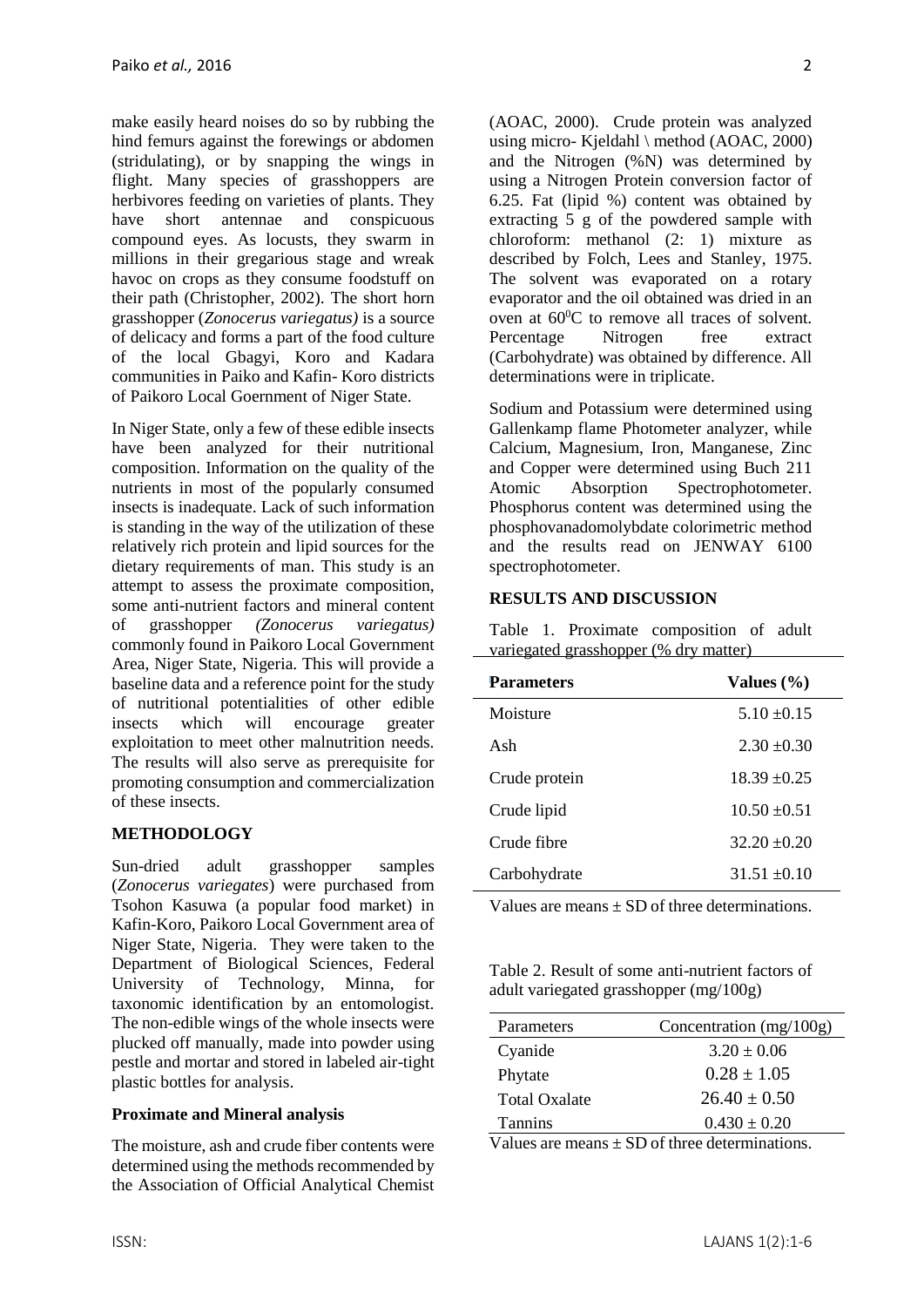make easily heard noises do so by rubbing the hind femurs against the forewings or abdomen (stridulating), or by snapping the wings in flight. Many species of grasshoppers are herbivores feeding on varieties of plants. They have short antennae and conspicuous compound eyes. As locusts, they swarm in millions in their gregarious stage and wreak havoc on crops as they consume foodstuff on their path (Christopher, 2002). The short horn grasshopper (*Zonocerus variegatus)* is a source of delicacy and forms a part of the food culture of the local Gbagyi, Koro and Kadara communities in Paiko and Kafin- Koro districts of Paikoro Local Goernment of Niger State.

In Niger State, only a few of these edible insects have been analyzed for their nutritional composition. Information on the quality of the nutrients in most of the popularly consumed insects is inadequate. Lack of such information is standing in the way of the utilization of these relatively rich protein and lipid sources for the dietary requirements of man. This study is an attempt to assess the proximate composition, some anti-nutrient factors and mineral content of grasshopper *(Zonocerus variegatus)* commonly found in Paikoro Local Government Area, Niger State, Nigeria. This will provide a baseline data and a reference point for the study of nutritional potentialities of other edible insects which will encourage greater exploitation to meet other malnutrition needs. The results will also serve as prerequisite for promoting consumption and commercialization of these insects.

## METHODOLOGY

Sun-dried adult grasshopper samples (*Zonocerus variegates*) were purchased from Tsohon Kasuwa (a popular food market) in Kafin-Koro, Paikoro Local Government area of Niger State, Nigeria. They were taken to the Department of Biological Sciences, Federal University of Technology, Minna, for taxonomic identification by an entomologist. The non-edible wings of the whole insects were plucked off manually, made into powder using pestle and mortar and stored in labeled air-tight plastic bottles for analysis.

### Proximate and Mineral analysis

The moisture, ash and crude fiber contents were determined using the methods recommended by the Association of Official Analytical Chemist (AOAC, 2000). Crude protein was analyzed using micro- Kjeldahl \ method (AOAC, 2000) and the Nitrogen (%N) was determined by using a Nitrogen Protein conversion factor of 6.25. Fat (lipid %) content was obtained by extracting 5 g of the powdered sample with chloroform: methanol (2: 1) mixture as described by Folch, Lees and Stanley, 1975. The solvent was evaporated on a rotary evaporator and the oil obtained was dried in an oven at $60^0$C to remove all traces of solvent. Percentage Nitrogen free extract (Carbohydrate) was obtained by difference. All determinations were in triplicate.

Sodium and Potassium were determined using Gallenkamp flame Photometer analyzer, while Calcium, Magnesium, Iron, Manganese, Zinc and Copper were determined using Buch 211 Atomic Absorption Spectrophotometer. Phosphorus content was determined using the phosphovanadomolybdate colorimetric method and the results read on JENWAY 6100 spectrophotometer.

## RESULTS AND DISCUSSION

Table 1. Proximate composition of adult variegated grasshopper (% dry matter)

| Parameters | Values (%) |
|---|---|
| Moisture | 5.10 ±0.15 |
| Ash | 2.30 ±0.30 |
| Crude protein | 18.39 ±0.25 |
| Crude lipid | 10.50 ±0.51 |
| Crude fibre | 32.20 ±0.20 |
| Carbohydrate | 31.51 ±0.10 |

Values are means ± SD of three determinations.

Table 2. Result of some anti-nutrient factors of adult variegated grasshopper (mg/100g)

| Parameters | Concentration (mg/100g) |
|---|---|
| Cyanide | 3.20 ± 0.06 |
| Phytate | 0.28 ± 1.05 |
| Total Oxalate | 26.40 ± 0.50 |
| Tannins | 0.430 ± 0.20 |

Values are means ± SD of three determinations.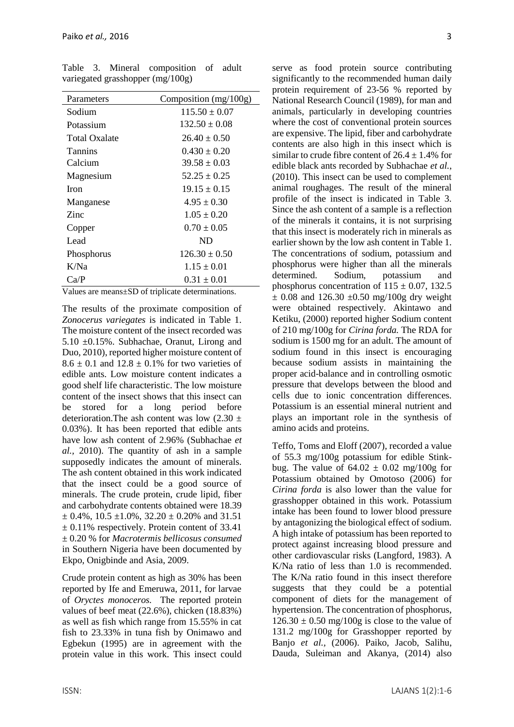Table 3. Mineral composition of adult variegated grasshopper (mg/100g)

| Parameters | Composition (mg/100g) |
|---|---|
| Sodium | $115.50 \pm 0.07$ |
| Potassium | $132.50 \pm 0.08$ |
| Total Oxalate | $26.40 \pm 0.50$ |
| Tannins | $0.430 \pm 0.20$ |
| Calcium | $39.58 \pm 0.03$ |
| Magnesium | $52.25 \pm 0.25$ |
| Iron | $19.15 \pm 0.15$ |
| Manganese | $4.95 \pm 0.30$ |
| Zinc | $1.05 \pm 0.20$ |
| Copper | $0.70 \pm 0.05$ |
| Lead | ND |
| Phosphorus | $126.30 \pm 0.50$ |
| K/Na | $1.15 \pm 0.01$ |
| Ca/P | $0.31 \pm 0.01$ |

Values are means±SD of triplicate determinations.

The results of the proximate composition of *Zonocerus variegates* is indicated in Table 1. The moisture content of the insect recorded was 5.10 ±0.15%. Subhachae, Oranut, Lirong and Duo, 2010), reported higher moisture content of 8.6 ± 0.1 and 12.8 ± 0.1% for two varieties of edible ants. Low moisture content indicates a good shelf life characteristic. The low moisture content of the insect shows that this insect can be stored for a long period before deterioration.The ash content was low (2.30 ± 0.03%). It has been reported that edible ants have low ash content of 2.96% (Subhachae *et al.,* 2010). The quantity of ash in a sample supposedly indicates the amount of minerals. The ash content obtained in this work indicated that the insect could be a good source of minerals. The crude protein, crude lipid, fiber and carbohydrate contents obtained were 18.39 ± 0.4%, 10.5 ±1.0%, 32.20 ± 0.20% and 31.51 ± 0.11% respectively. Protein content of 33.41 ± 0.20 % for *Macrotermis bellicosus consumed* in Southern Nigeria have been documented by Ekpo, Onigbinde and Asia, 2009.

Crude protein content as high as 30% has been reported by Ife and Emeruwa, 2011, for larvae of *Oryctes monoceros.* The reported protein values of beef meat (22.6%), chicken (18.83%) as well as fish which range from 15.55% in cat fish to 23.33% in tuna fish by Onimawo and Egbekun (1995) are in agreement with the protein value in this work. This insect could serve as food protein source contributing significantly to the recommended human daily protein requirement of 23-56 % reported by National Research Council (1989), for man and animals, particularly in developing countries where the cost of conventional protein sources are expensive. The lipid, fiber and carbohydrate contents are also high in this insect which is similar to crude fibre content of 26.4 ± 1.4% for edible black ants recorded by Subhachae *et al.*, (2010). This insect can be used to complement animal roughages. The result of the mineral profile of the insect is indicated in Table 3. Since the ash content of a sample is a reflection of the minerals it contains, it is not surprising that this insect is moderately rich in minerals as earlier shown by the low ash content in Table 1. The concentrations of sodium, potassium and phosphorus were higher than all the minerals determined. Sodium, potassium and phosphorus concentration of 115 ± 0.07, 132.5 ± 0.08 and 126.30 ±0.50 mg/100g dry weight were obtained respectively. Akintawo and Ketiku, (2000) reported higher Sodium content of 210 mg/100g for *Cirina forda.* The RDA for sodium is 1500 mg for an adult. The amount of sodium found in this insect is encouraging because sodium assists in maintaining the proper acid-balance and in controlling osmotic pressure that develops between the blood and cells due to ionic concentration differences. Potassium is an essential mineral nutrient and plays an important role in the synthesis of amino acids and proteins.

Teffo, Toms and Eloff (2007), recorded a value of 55.3 mg/100g potassium for edible Stink-bug. The value of 64.02 ± 0.02 mg/100g for Potassium obtained by Omotoso (2006) for *Cirina forda* is also lower than the value for grasshopper obtained in this work. Potassium intake has been found to lower blood pressure by antagonizing the biological effect of sodium. A high intake of potassium has been reported to protect against increasing blood pressure and other cardiovascular risks (Langford, 1983). A K/Na ratio of less than 1.0 is recommended. The K/Na ratio found in this insect therefore suggests that they could be a potential component of diets for the management of hypertension. The concentration of phosphorus, 126.30 ± 0.50 mg/100g is close to the value of 131.2 mg/100g for Grasshopper reported by Banjo *et al.*, (2006). Paiko, Jacob, Salihu, Dauda, Suleiman and Akanya, (2014) also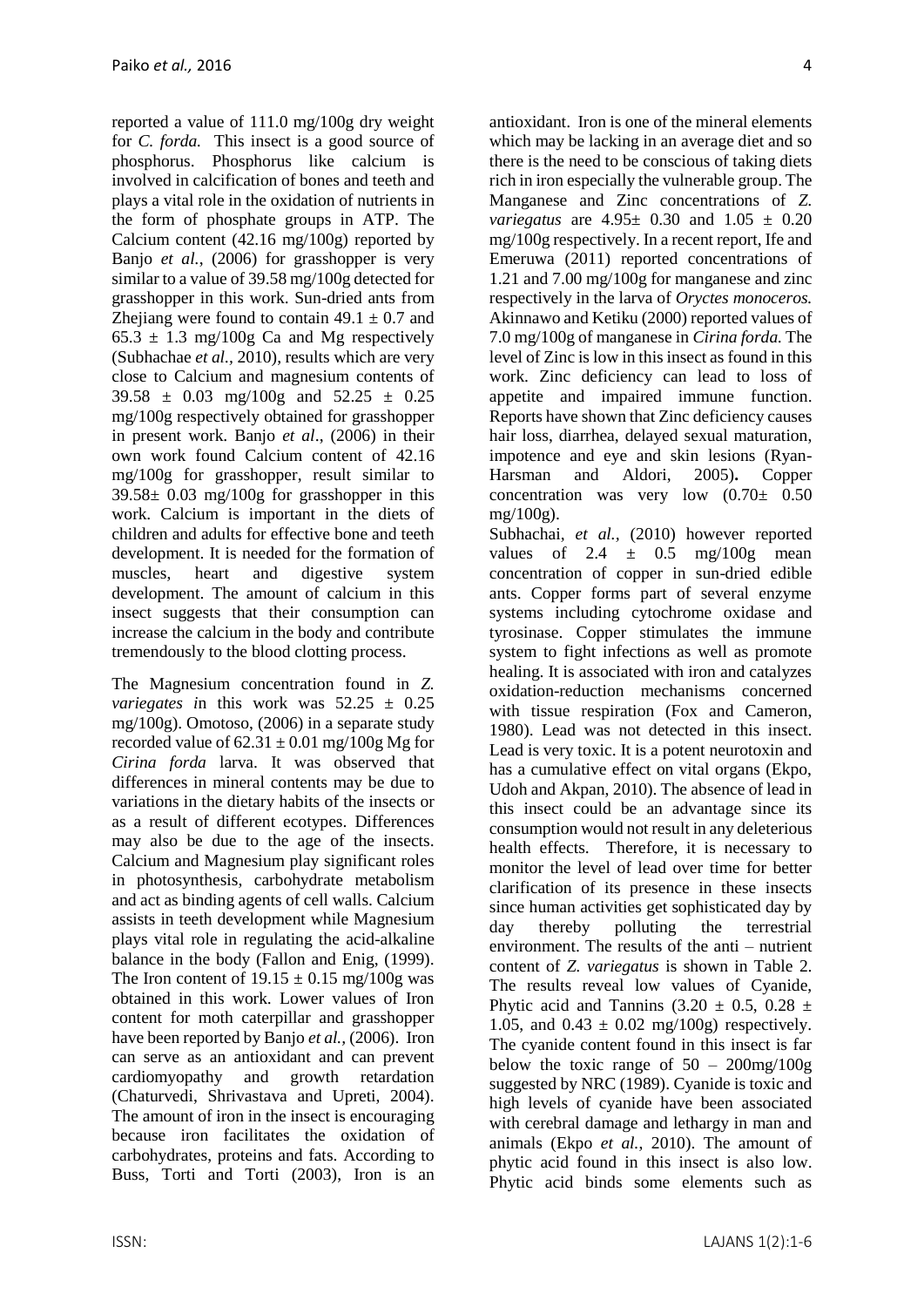reported a value of 111.0 mg/100g dry weight for *C. forda.* This insect is a good source of phosphorus. Phosphorus like calcium is involved in calcification of bones and teeth and plays a vital role in the oxidation of nutrients in the form of phosphate groups in ATP. The Calcium content (42.16 mg/100g) reported by Banjo *et al.*, (2006) for grasshopper is very similar to a value of 39.58 mg/100g detected for grasshopper in this work. Sun-dried ants from Zhejiang were found to contain $49.1 \pm 0.7$ and $65.3 \pm 1.3$ mg/100g Ca and Mg respectively (Subhachae *et al.*, 2010), results which are very close to Calcium and magnesium contents of $39.58 \pm 0.03$ mg/100g and $52.25 \pm 0.25$ mg/100g respectively obtained for grasshopper in present work. Banjo *et al*., (2006) in their own work found Calcium content of 42.16 mg/100g for grasshopper, result similar to $39.58 \pm 0.03$ mg/100g for grasshopper in this work. Calcium is important in the diets of children and adults for effective bone and teeth development. It is needed for the formation of muscles, heart and digestive system development. The amount of calcium in this insect suggests that their consumption can increase the calcium in the body and contribute tremendously to the blood clotting process.

The Magnesium concentration found in *Z. variegates i*n this work was $52.25 \pm 0.25$ mg/100g). Omotoso, (2006) in a separate study recorded value of $62.31 \pm 0.01$ mg/100g Mg for *Cirina forda* larva. It was observed that differences in mineral contents may be due to variations in the dietary habits of the insects or as a result of different ecotypes. Differences may also be due to the age of the insects. Calcium and Magnesium play significant roles in photosynthesis, carbohydrate metabolism and act as binding agents of cell walls. Calcium assists in teeth development while Magnesium plays vital role in regulating the acid-alkaline balance in the body (Fallon and Enig, (1999). The Iron content of $19.15 \pm 0.15$ mg/100g was obtained in this work. Lower values of Iron content for moth caterpillar and grasshopper have been reported by Banjo *et al.,* (2006). Iron can serve as an antioxidant and can prevent cardiomyopathy and growth retardation (Chaturvedi, Shrivastava and Upreti, 2004). The amount of iron in the insect is encouraging because iron facilitates the oxidation of carbohydrates, proteins and fats. According to Buss, Torti and Torti (2003), Iron is an antioxidant. Iron is one of the mineral elements which may be lacking in an average diet and so there is the need to be conscious of taking diets rich in iron especially the vulnerable group. The Manganese and Zinc concentrations of *Z. variegatus* are $4.95 \pm 0.30$ and $1.05 \pm 0.20$ mg/100g respectively. In a recent report, Ife and Emeruwa (2011) reported concentrations of 1.21 and 7.00 mg/100g for manganese and zinc respectively in the larva of *Oryctes monoceros.* Akinnawo and Ketiku (2000) reported values of 7.0 mg/100g of manganese in *Cirina forda.* The level of Zinc is low in this insect as found in this work. Zinc deficiency can lead to loss of appetite and impaired immune function. Reports have shown that Zinc deficiency causes hair loss, diarrhea, delayed sexual maturation, impotence and eye and skin lesions (Ryan-Harsman and Aldori, 2005). Copper concentration was very low ($0.70 \pm 0.50$ mg/100g).

Subhachai, *et al.,* (2010) however reported values of $2.4 \pm 0.5$ mg/100g mean concentration of copper in sun-dried edible ants. Copper forms part of several enzyme systems including cytochrome oxidase and tyrosinase. Copper stimulates the immune system to fight infections as well as promote healing. It is associated with iron and catalyzes oxidation-reduction mechanisms concerned with tissue respiration (Fox and Cameron, 1980). Lead was not detected in this insect. Lead is very toxic. It is a potent neurotoxin and has a cumulative effect on vital organs (Ekpo, Udoh and Akpan, 2010). The absence of lead in this insect could be an advantage since its consumption would not result in any deleterious health effects. Therefore, it is necessary to monitor the level of lead over time for better clarification of its presence in these insects since human activities get sophisticated day by day thereby polluting the terrestrial environment. The results of the anti – nutrient content of *Z. variegatus* is shown in Table 2. The results reveal low values of Cyanide, Phytic acid and Tannins ($3.20 \pm 0.5$, $0.28 \pm 1.05$, and $0.43 \pm 0.02$ mg/100g) respectively. The cyanide content found in this insect is far below the toxic range of 50 – 200mg/100g suggested by NRC (1989). Cyanide is toxic and high levels of cyanide have been associated with cerebral damage and lethargy in man and animals (Ekpo *et al.*, 2010). The amount of phytic acid found in this insect is also low. Phytic acid binds some elements such as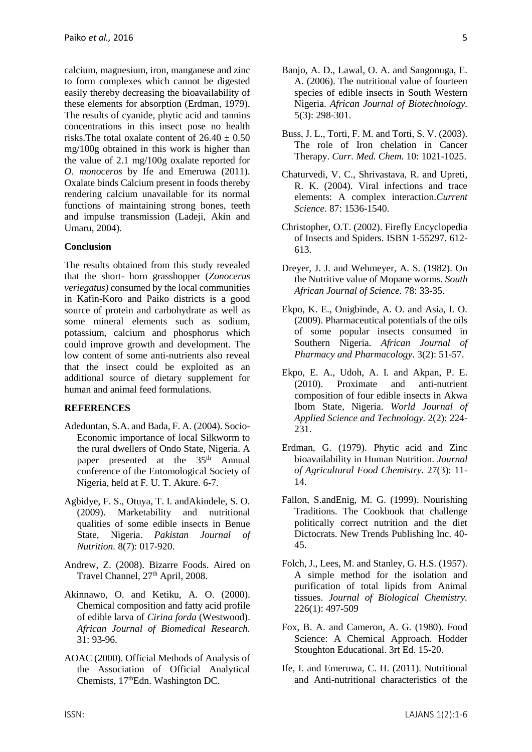calcium, magnesium, iron, manganese and zinc to form complexes which cannot be digested easily thereby decreasing the bioavailability of these elements for absorption (Erdman, 1979). The results of cyanide, phytic acid and tannins concentrations in this insect pose no health risks.The total oxalate content of $26.40 \pm 0.50$ mg/100g obtained in this work is higher than the value of 2.1 mg/100g oxalate reported for *O. monoceros* by Ife and Emeruwa (2011). Oxalate binds Calcium present in foods thereby rendering calcium unavailable for its normal functions of maintaining strong bones, teeth and impulse transmission (Ladeji, Akin and Umaru, 2004).

**Conclusion**

The results obtained from this study revealed that the short- horn grasshopper (*Zonocerus veriegatus)* consumed by the local communities in Kafin-Koro and Paiko districts is a good source of protein and carbohydrate as well as some mineral elements such as sodium, potassium, calcium and phosphorus which could improve growth and development. The low content of some anti-nutrients also reveal that the insect could be exploited as an additional source of dietary supplement for human and animal feed formulations.

**REFERENCES**

Adeduntan, S.A. and Bada, F. A. (2004). Socio-Economic importance of local Silkworm to the rural dwellers of Ondo State, Nigeria. A paper presented at the 35th Annual conference of the Entomological Society of Nigeria, held at F. U. T. Akure. 6-7.

Agbidye, F. S., Otuya, T. I. andAkindele, S. O. (2009). Marketability and nutritional qualities of some edible insects in Benue State, Nigeria. *Pakistan Journal of Nutrition.* 8(7): 017-920.

Andrew, Z. (2008). Bizarre Foods. Aired on Travel Channel, 27th April, 2008.

Akinnawo, O. and Ketiku, A. O. (2000). Chemical composition and fatty acid profile of edible larva of *Cirina forda* (Westwood). *African Journal of Biomedical Research.* 31: 93-96.

AOAC (2000). Official Methods of Analysis of the Association of Official Analytical Chemists, 17thEdn. Washington DC.

Banjo, A. D., Lawal, O. A. and Sangonuga, E. A. (2006). The nutritional value of fourteen species of edible insects in South Western Nigeria. *African Journal of Biotechnology.* 5(3): 298-301.

Buss, J. L., Torti, F. M. and Torti, S. V. (2003). The role of Iron chelation in Cancer Therapy. *Curr. Med. Chem.* 10: 1021-1025.

Chaturvedi, V. C., Shrivastava, R. and Upreti, R. K. (2004). Viral infections and trace elements: A complex interaction.*Current Science.* 87: 1536-1540.

Christopher, O.T. (2002). Firefly Encyclopedia of Insects and Spiders. ISBN 1-55297. 612-613.

Dreyer, J. J. and Wehmeyer, A. S. (1982). On the Nutritive value of Mopane worms. *South African Journal of Science.* 78: 33-35.

Ekpo, K. E., Onigbinde, A. O. and Asia, I. O. (2009). Pharmaceutical potentials of the oils of some popular insects consumed in Southern Nigeria. *African Journal of Pharmacy and Pharmacology*. 3(2): 51-57.

Ekpo, E. A., Udoh, A. I. and Akpan, P. E. (2010). Proximate and anti-nutrient composition of four edible insects in Akwa Ibom State, Nigeria. *World Journal of Applied Science and Technology.* 2(2): 224-231.

Erdman, G. (1979). Phytic acid and Zinc bioavailability in Human Nutrition. *Journal of Agricultural Food Chemistry.* 27(3): 11-14.

Fallon, S.andEnig, M. G. (1999). Nourishing Traditions. The Cookbook that challenge politically correct nutrition and the diet Dictocrats. New Trends Publishing Inc. 40-45.

Folch, J., Lees, M. and Stanley, G. H.S. (1957). A simple method for the isolation and purification of total lipids from Animal tissues. *Journal of Biological Chemistry.* 226(1): 497-509

Fox, B. A. and Cameron, A. G. (1980). Food Science: A Chemical Approach. Hodder Stoughton Educational. 3rt Ed. 15-20.

Ife, I. and Emeruwa, C. H. (2011). Nutritional and Anti-nutritional characteristics of the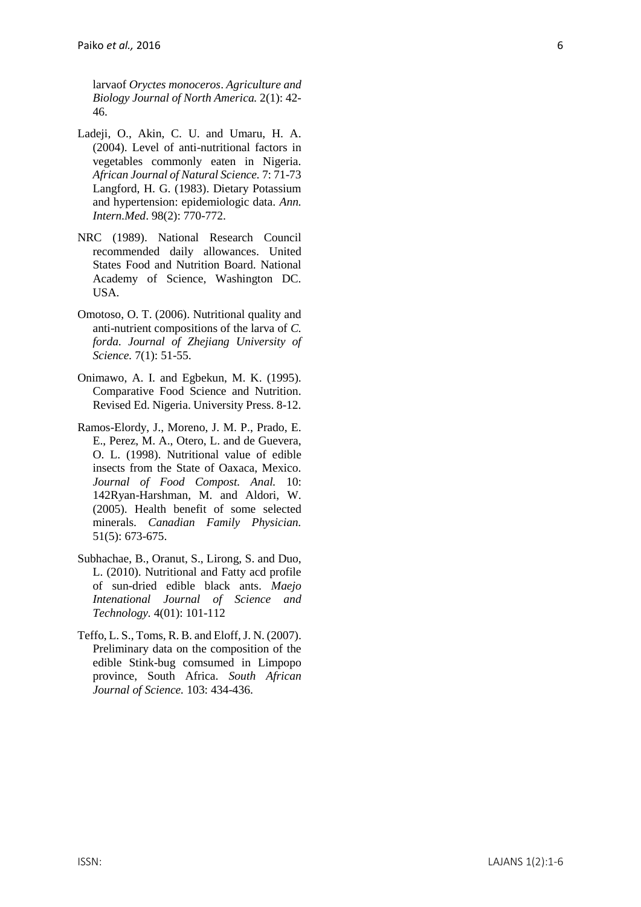larvaof *Oryctes monoceros*. *Agriculture and Biology Journal of North America.* 2(1): 42-46.

Ladeji, O., Akin, C. U. and Umaru, H. A. (2004). Level of anti-nutritional factors in vegetables commonly eaten in Nigeria. *African Journal of Natural Science.* 7: 71-73 Langford, H. G. (1983). Dietary Potassium and hypertension: epidemiologic data. *Ann. Intern.Med*. 98(2): 770-772.

NRC (1989). National Research Council recommended daily allowances. United States Food and Nutrition Board. National Academy of Science, Washington DC. USA.

Omotoso, O. T. (2006). Nutritional quality and anti-nutrient compositions of the larva of *C. forda. Journal of Zhejiang University of Science.* 7(1): 51-55.

Onimawo, A. I. and Egbekun, M. K. (1995). Comparative Food Science and Nutrition. Revised Ed. Nigeria. University Press. 8-12.

Ramos-Elordy, J., Moreno, J. M. P., Prado, E. E., Perez, M. A., Otero, L. and de Guevera, O. L. (1998). Nutritional value of edible insects from the State of Oaxaca, Mexico. *Journal of Food Compost. Anal.* 10: 142Ryan-Harshman, M. and Aldori, W. (2005). Health benefit of some selected minerals. *Canadian Family Physician.* 51(5): 673-675.

Subhachae, B., Oranut, S., Lirong, S. and Duo, L. (2010). Nutritional and Fatty acd profile of sun-dried edible black ants. *Maejo Intenational Journal of Science and Technology*. 4(01): 101-112

Teffo, L. S., Toms, R. B. and Eloff, J. N. (2007). Preliminary data on the composition of the edible Stink-bug comsumed in Limpopo province, South Africa. *South African Journal of Science.* 103: 434-436.